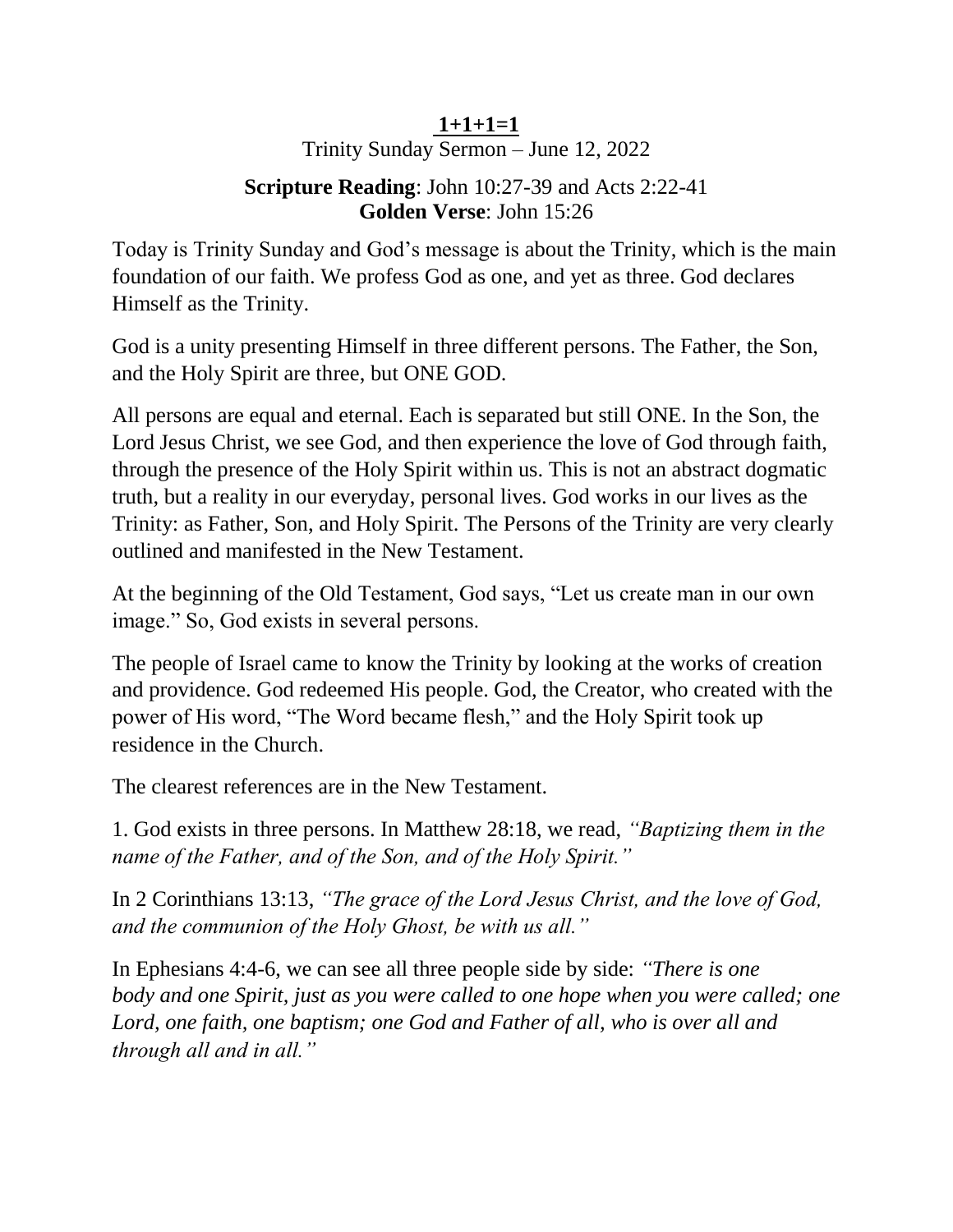# 1+1+1=1

Trinity Sunday Sermon – June 12, 2022

**Scripture Reading**: John 10:27-39 and Acts 2:22-41
**Golden Verse**: John 15:26

Today is Trinity Sunday and God's message is about the Trinity, which is the main foundation of our faith. We profess God as one, and yet as three. God declares Himself as the Trinity.

God is a unity presenting Himself in three different persons. The Father, the Son, and the Holy Spirit are three, but ONE GOD.

All persons are equal and eternal. Each is separated but still ONE. In the Son, the Lord Jesus Christ, we see God, and then experience the love of God through faith, through the presence of the Holy Spirit within us. This is not an abstract dogmatic truth, but a reality in our everyday, personal lives. God works in our lives as the Trinity: as Father, Son, and Holy Spirit. The Persons of the Trinity are very clearly outlined and manifested in the New Testament.

At the beginning of the Old Testament, God says, "Let us create man in our own image." So, God exists in several persons.

The people of Israel came to know the Trinity by looking at the works of creation and providence. God redeemed His people. God, the Creator, who created with the power of His word, "The Word became flesh," and the Holy Spirit took up residence in the Church.

The clearest references are in the New Testament.

1. God exists in three persons. In Matthew 28:18, we read, *"Baptizing them in the name of the Father, and of the Son, and of the Holy Spirit."*

In 2 Corinthians 13:13, *"The grace of the Lord Jesus Christ, and the love of God, and the communion of the Holy Ghost, be with us all."*

In Ephesians 4:4-6, we can see all three people side by side: *"There is one body and one Spirit, just as you were called to one hope when you were called; one Lord, one faith, one baptism; one God and Father of all, who is over all and through all and in all."*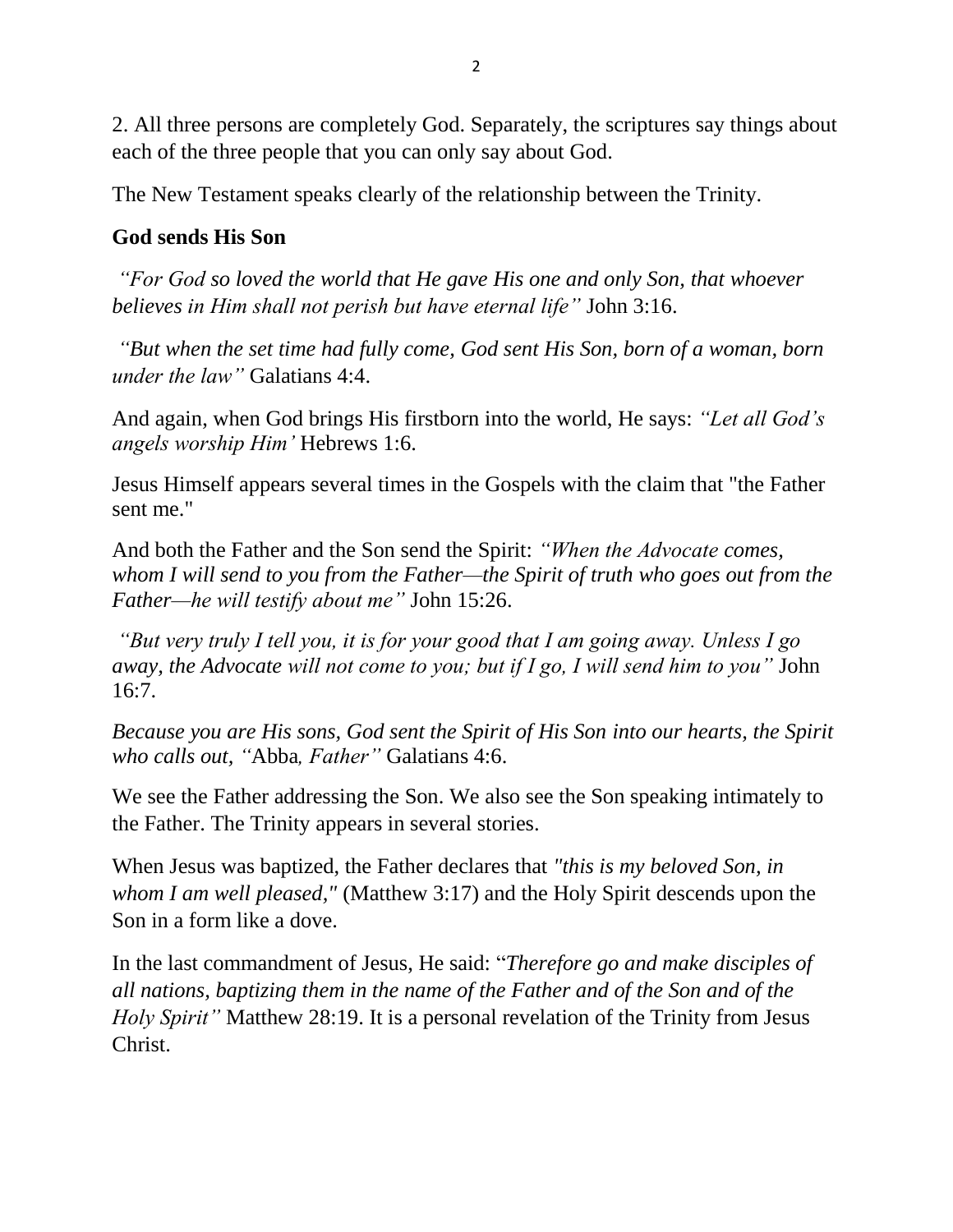2. All three persons are completely God. Separately, the scriptures say things about each of the three people that you can only say about God.

The New Testament speaks clearly of the relationship between the Trinity.

**God sends His Son**

*"For God so loved the world that He gave His one and only Son, that whoever believes in Him shall not perish but have eternal life"* John 3:16.

*"But when the set time had fully come, God sent His Son, born of a woman, born under the law"* Galatians 4:4.

And again, when God brings His firstborn into the world, He says: *"Let all God's angels worship Him'* Hebrews 1:6.

Jesus Himself appears several times in the Gospels with the claim that "the Father sent me."

And both the Father and the Son send the Spirit: *"When the Advocate comes, whom I will send to you from the Father—the Spirit of truth who goes out from the Father—he will testify about me"* John 15:26.

*"But very truly I tell you, it is for your good that I am going away. Unless I go away, the Advocate will not come to you; but if I go, I will send him to you"* John 16:7.

*Because you are His sons, God sent the Spirit of His Son into our hearts, the Spirit who calls out, "*Abba*, Father"* Galatians 4:6.

We see the Father addressing the Son. We also see the Son speaking intimately to the Father. The Trinity appears in several stories.

When Jesus was baptized, the Father declares that *"this is my beloved Son, in whom I am well pleased,"* (Matthew 3:17) and the Holy Spirit descends upon the Son in a form like a dove.

In the last commandment of Jesus, He said: "*Therefore go and make disciples of all nations, baptizing them in the name of the Father and of the Son and of the Holy Spirit"* Matthew 28:19. It is a personal revelation of the Trinity from Jesus Christ.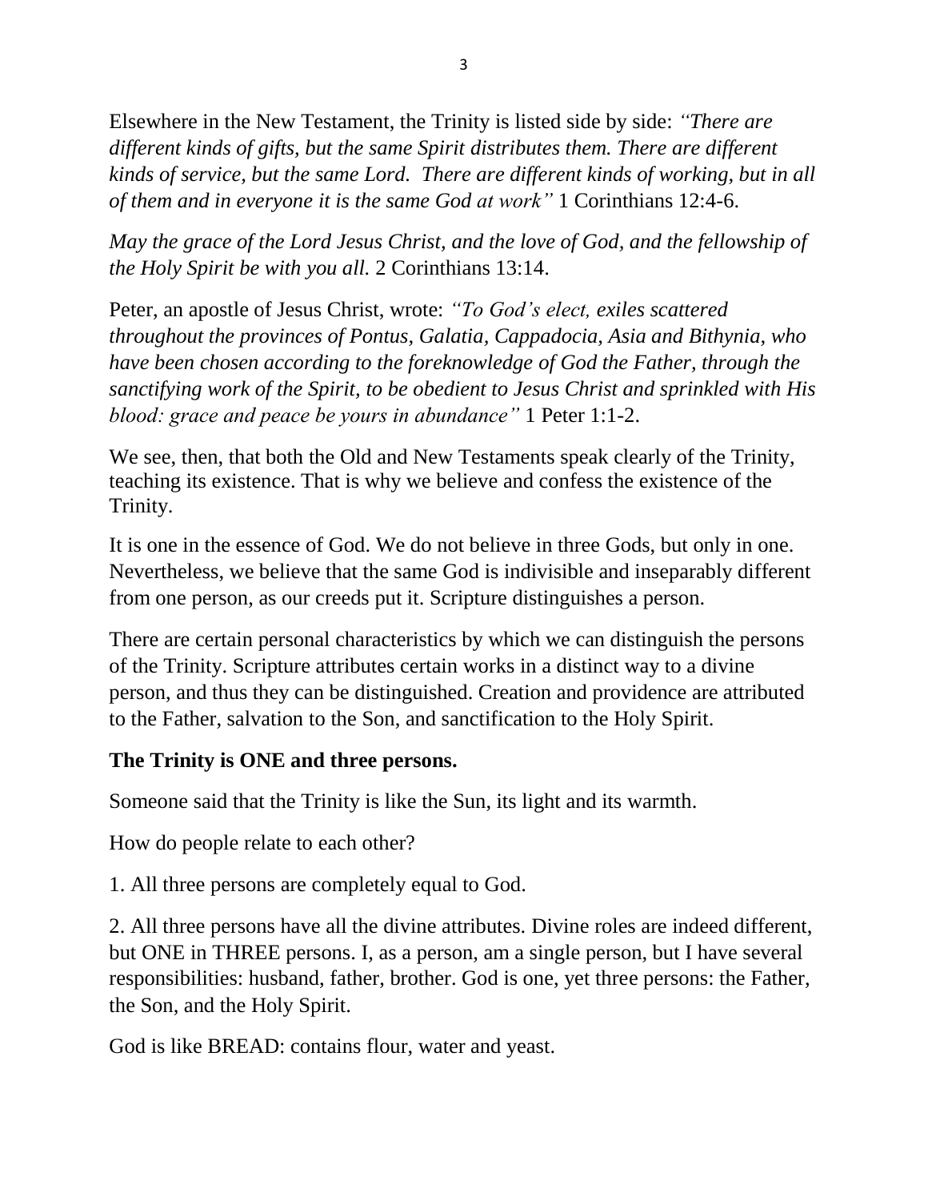Elsewhere in the New Testament, the Trinity is listed side by side: *"There are different kinds of gifts, but the same Spirit distributes them. There are different kinds of service, but the same Lord. There are different kinds of working, but in all of them and in everyone it is the same God at work"* 1 Corinthians 12:4-6.

*May the grace of the Lord Jesus Christ, and the love of God, and the fellowship of the Holy Spirit be with you all.* 2 Corinthians 13:14.

Peter, an apostle of Jesus Christ, wrote: *"To God's elect, exiles scattered throughout the provinces of Pontus, Galatia, Cappadocia, Asia and Bithynia, who have been chosen according to the foreknowledge of God the Father, through the sanctifying work of the Spirit, to be obedient to Jesus Christ and sprinkled with His blood: grace and peace be yours in abundance"* 1 Peter 1:1-2.

We see, then, that both the Old and New Testaments speak clearly of the Trinity, teaching its existence. That is why we believe and confess the existence of the Trinity.

It is one in the essence of God. We do not believe in three Gods, but only in one. Nevertheless, we believe that the same God is indivisible and inseparably different from one person, as our creeds put it. Scripture distinguishes a person.

There are certain personal characteristics by which we can distinguish the persons of the Trinity. Scripture attributes certain works in a distinct way to a divine person, and thus they can be distinguished. Creation and providence are attributed to the Father, salvation to the Son, and sanctification to the Holy Spirit.

**The Trinity is ONE and three persons.**

Someone said that the Trinity is like the Sun, its light and its warmth.

How do people relate to each other?

1. All three persons are completely equal to God.

2. All three persons have all the divine attributes. Divine roles are indeed different, but ONE in THREE persons. I, as a person, am a single person, but I have several responsibilities: husband, father, brother. God is one, yet three persons: the Father, the Son, and the Holy Spirit.

God is like BREAD: contains flour, water and yeast.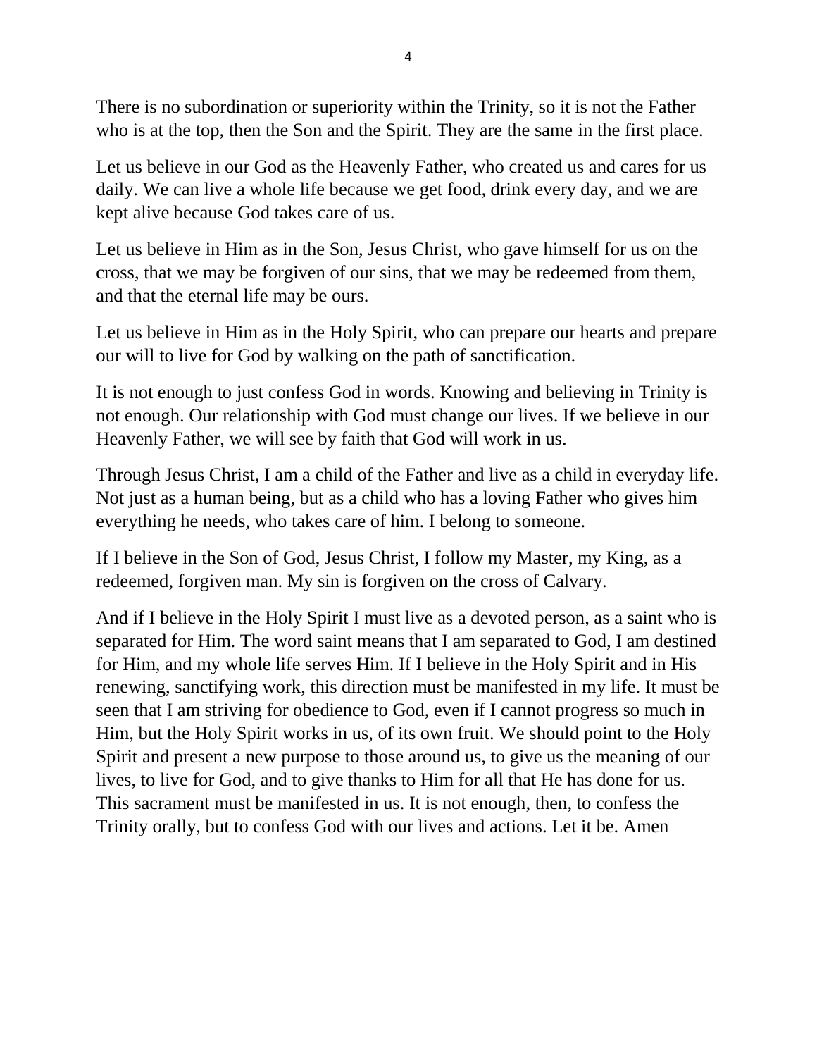There is no subordination or superiority within the Trinity, so it is not the Father who is at the top, then the Son and the Spirit. They are the same in the first place.

Let us believe in our God as the Heavenly Father, who created us and cares for us daily. We can live a whole life because we get food, drink every day, and we are kept alive because God takes care of us.

Let us believe in Him as in the Son, Jesus Christ, who gave himself for us on the cross, that we may be forgiven of our sins, that we may be redeemed from them, and that the eternal life may be ours.

Let us believe in Him as in the Holy Spirit, who can prepare our hearts and prepare our will to live for God by walking on the path of sanctification.

It is not enough to just confess God in words. Knowing and believing in Trinity is not enough. Our relationship with God must change our lives. If we believe in our Heavenly Father, we will see by faith that God will work in us.

Through Jesus Christ, I am a child of the Father and live as a child in everyday life. Not just as a human being, but as a child who has a loving Father who gives him everything he needs, who takes care of him. I belong to someone.

If I believe in the Son of God, Jesus Christ, I follow my Master, my King, as a redeemed, forgiven man. My sin is forgiven on the cross of Calvary.

And if I believe in the Holy Spirit I must live as a devoted person, as a saint who is separated for Him. The word saint means that I am separated to God, I am destined for Him, and my whole life serves Him. If I believe in the Holy Spirit and in His renewing, sanctifying work, this direction must be manifested in my life. It must be seen that I am striving for obedience to God, even if I cannot progress so much in Him, but the Holy Spirit works in us, of its own fruit. We should point to the Holy Spirit and present a new purpose to those around us, to give us the meaning of our lives, to live for God, and to give thanks to Him for all that He has done for us. This sacrament must be manifested in us. It is not enough, then, to confess the Trinity orally, but to confess God with our lives and actions. Let it be. Amen